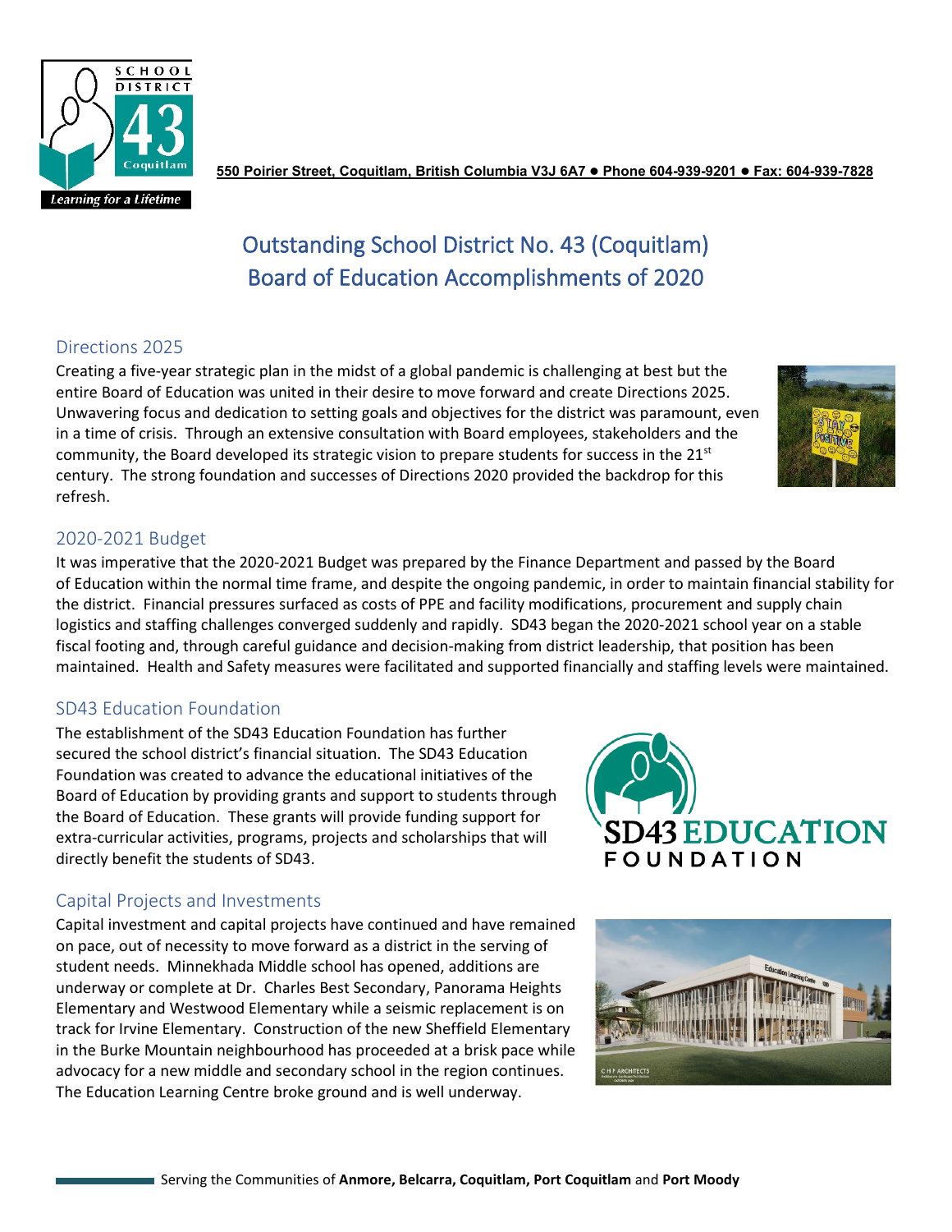550 Poirier Street, Coquitlam, British Columbia V3J 6A7 ● Phone 604-939-9201 ● Fax: 604-939-7828

# Outstanding School District No. 43 (Coquitlam) Board of Education Accomplishments of 2020

## Directions 2025

Creating a five-year strategic plan in the midst of a global pandemic is challenging at best but the entire Board of Education was united in their desire to move forward and create Directions 2025. Unwavering focus and dedication to setting goals and objectives for the district was paramount, even in a time of crisis. Through an extensive consultation with Board employees, stakeholders and the community, the Board developed its strategic vision to prepare students for success in the 21st century. The strong foundation and successes of Directions 2020 provided the backdrop for this refresh.

## 2020-2021 Budget

It was imperative that the 2020-2021 Budget was prepared by the Finance Department and passed by the Board of Education within the normal time frame, and despite the ongoing pandemic, in order to maintain financial stability for the district. Financial pressures surfaced as costs of PPE and facility modifications, procurement and supply chain logistics and staffing challenges converged suddenly and rapidly. SD43 began the 2020-2021 school year on a stable fiscal footing and, through careful guidance and decision-making from district leadership, that position has been maintained. Health and Safety measures were facilitated and supported financially and staffing levels were maintained.

## SD43 Education Foundation

The establishment of the SD43 Education Foundation has further secured the school district's financial situation. The SD43 Education Foundation was created to advance the educational initiatives of the Board of Education by providing grants and support to students through the Board of Education. These grants will provide funding support for extra-curricular activities, programs, projects and scholarships that will directly benefit the students of SD43.

## Capital Projects and Investments

Capital investment and capital projects have continued and have remained on pace, out of necessity to move forward as a district in the serving of student needs. Minnekhada Middle school has opened, additions are underway or complete at Dr. Charles Best Secondary, Panorama Heights Elementary and Westwood Elementary while a seismic replacement is on track for Irvine Elementary. Construction of the new Sheffield Elementary in the Burke Mountain neighbourhood has proceeded at a brisk pace while advocacy for a new middle and secondary school in the region continues. The Education Learning Centre broke ground and is well underway.

Serving the Communities of **Anmore, Belcarra, Coquitlam, Port Coquitlam** and **Port Moody**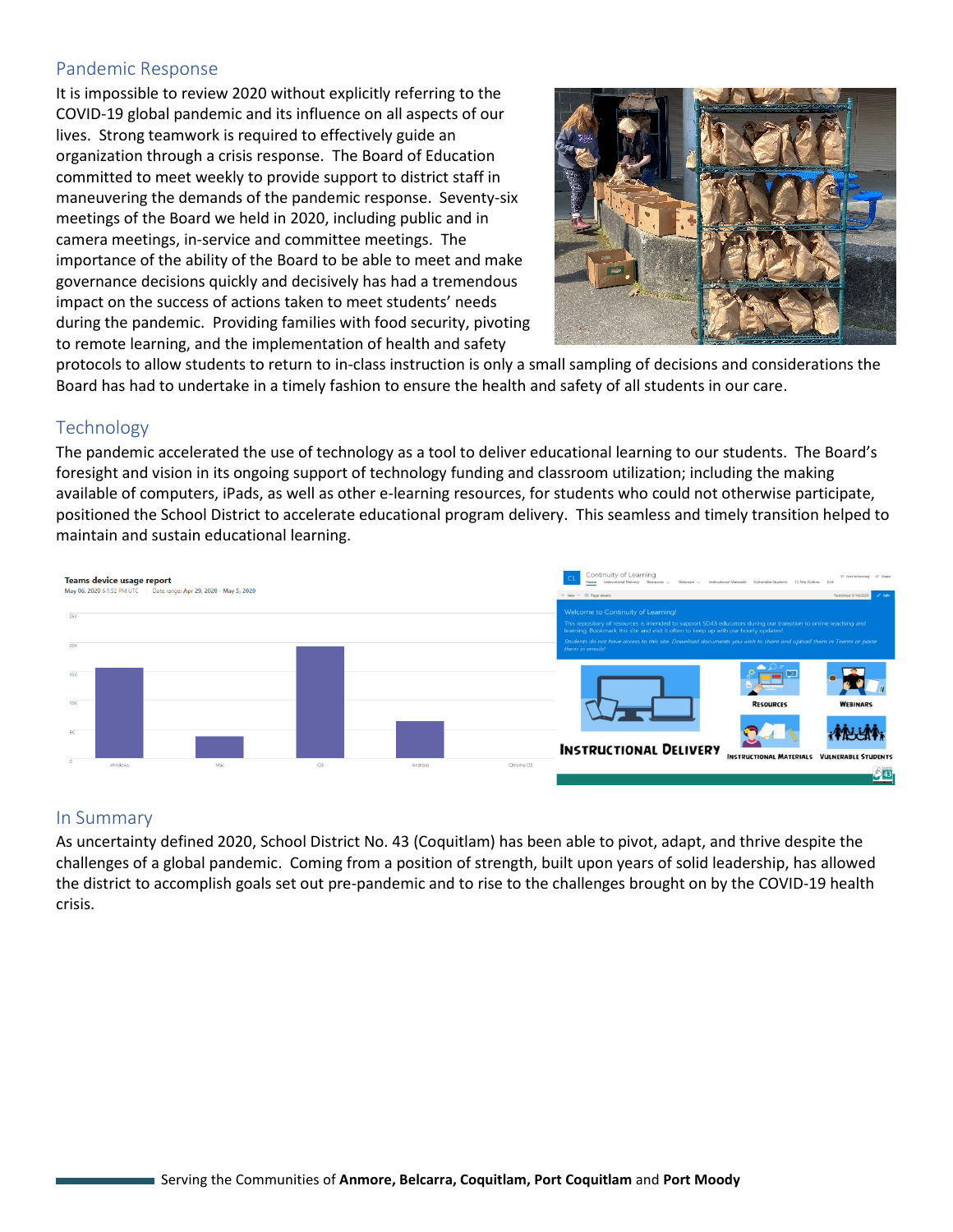## Pandemic Response

It is impossible to review 2020 without explicitly referring to the COVID-19 global pandemic and its influence on all aspects of our lives. Strong teamwork is required to effectively guide an organization through a crisis response. The Board of Education committed to meet weekly to provide support to district staff in maneuvering the demands of the pandemic response. Seventy-six meetings of the Board we held in 2020, including public and in camera meetings, in-service and committee meetings. The importance of the ability of the Board to be able to meet and make governance decisions quickly and decisively has had a tremendous impact on the success of actions taken to meet students' needs during the pandemic. Providing families with food security, pivoting to remote learning, and the implementation of health and safety protocols to allow students to return to in-class instruction is only a small sampling of decisions and considerations the Board has had to undertake in a timely fashion to ensure the health and safety of all students in our care.

## Technology

The pandemic accelerated the use of technology as a tool to deliver educational learning to our students. The Board's foresight and vision in its ongoing support of technology funding and classroom utilization; including the making available of computers, iPads, as well as other e-learning resources, for students who could not otherwise participate, positioned the School District to accelerate educational program delivery. This seamless and timely transition helped to maintain and sustain educational learning.

Teams device usage report
May 06, 2020 6:1:52 PM UTC | Date range: Apr 29, 2020 - May 5, 2020
25K
20K
15K
10K
5K
0
Windows
Mac
iOS
Android
Chrome OS

Continuity of Learning
Welcome to Continuity of Learning!
Instructional Delivery
Resources
Webinars
Instructional Materials
Vulnerable Students

## In Summary

As uncertainty defined 2020, School District No. 43 (Coquitlam) has been able to pivot, adapt, and thrive despite the challenges of a global pandemic. Coming from a position of strength, built upon years of solid leadership, has allowed the district to accomplish goals set out pre-pandemic and to rise to the challenges brought on by the COVID-19 health crisis.